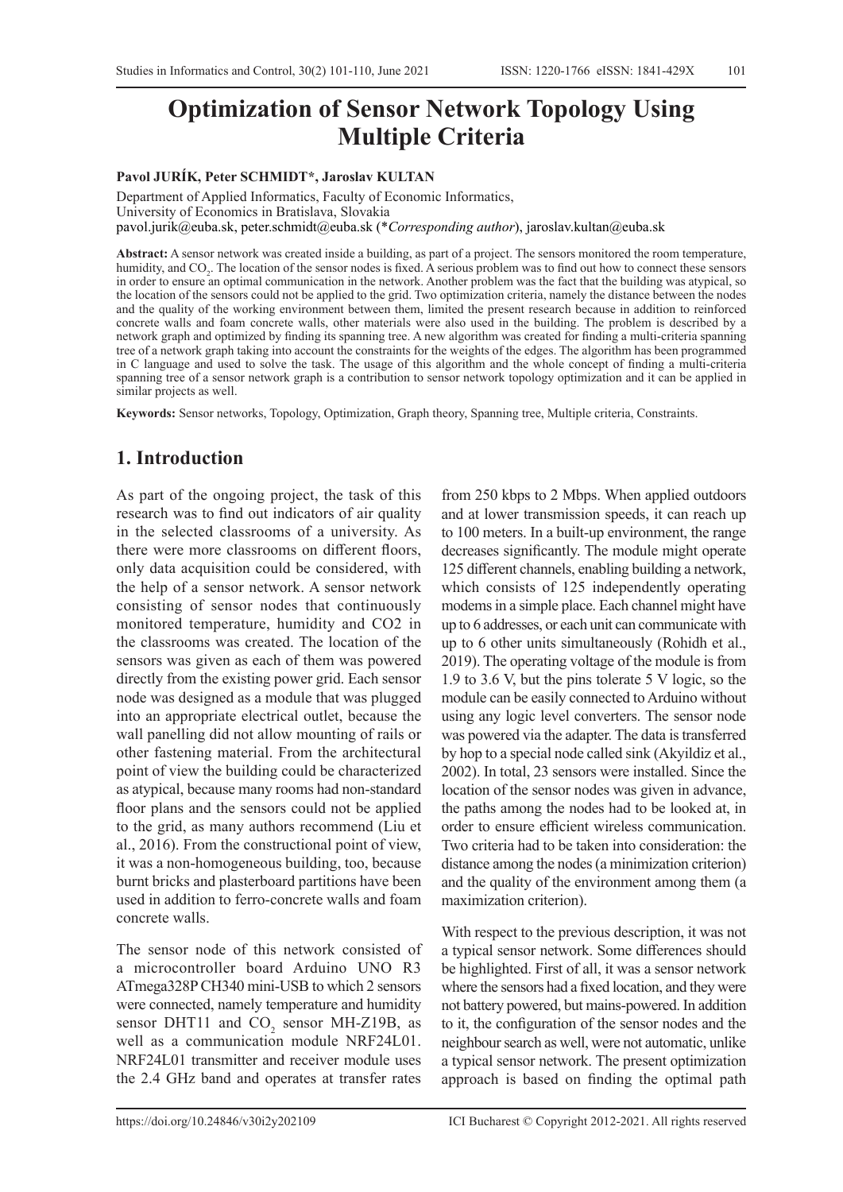# Optimization of Sensor Network Topology Using Multiple Criteria

**Pavol JURÍK, Peter SCHMIDT*, Jaroslav KULTAN**

Department of Applied Informatics, Faculty of Economic Informatics,
University of Economics in Bratislava, Slovakia
pavol.jurik@euba.sk, peter.schmidt@euba.sk (**Corresponding author*), jaroslav.kultan@euba.sk

**Abstract:** A sensor network was created inside a building, as part of a project. The sensors monitored the room temperature, humidity, and $CO_2$. The location of the sensor nodes is fixed. A serious problem was to find out how to connect these sensors in order to ensure an optimal communication in the network. Another problem was the fact that the building was atypical, so the location of the sensors could not be applied to the grid. Two optimization criteria, namely the distance between the nodes and the quality of the working environment between them, limited the present research because in addition to reinforced concrete walls and foam concrete walls, other materials were also used in the building. The problem is described by a network graph and optimized by finding its spanning tree. A new algorithm was created for finding a multi-criteria spanning tree of a network graph taking into account the constraints for the weights of the edges. The algorithm has been programmed in C language and used to solve the task. The usage of this algorithm and the whole concept of finding a multi-criteria spanning tree of a sensor network graph is a contribution to sensor network topology optimization and it can be applied in similar projects as well.

**Keywords:** Sensor networks, Topology, Optimization, Graph theory, Spanning tree, Multiple criteria, Constraints.

## 1. Introduction

As part of the ongoing project, the task of this research was to find out indicators of air quality in the selected classrooms of a university. As there were more classrooms on different floors, only data acquisition could be considered, with the help of a sensor network. A sensor network consisting of sensor nodes that continuously monitored temperature, humidity and CO2 in the classrooms was created. The location of the sensors was given as each of them was powered directly from the existing power grid. Each sensor node was designed as a module that was plugged into an appropriate electrical outlet, because the wall panelling did not allow mounting of rails or other fastening material. From the architectural point of view the building could be characterized as atypical, because many rooms had non-standard floor plans and the sensors could not be applied to the grid, as many authors recommend (Liu et al., 2016). From the constructional point of view, it was a non-homogeneous building, too, because burnt bricks and plasterboard partitions have been used in addition to ferro-concrete walls and foam concrete walls.

The sensor node of this network consisted of a microcontroller board Arduino UNO R3 ATmega328P CH340 mini-USB to which 2 sensors were connected, namely temperature and humidity sensor DHT11 and $CO_2$ sensor MH-Z19B, as well as a communication module NRF24L01. NRF24L01 transmitter and receiver module uses the 2.4 GHz band and operates at transfer rates from 250 kbps to 2 Mbps. When applied outdoors and at lower transmission speeds, it can reach up to 100 meters. In a built-up environment, the range decreases significantly. The module might operate 125 different channels, enabling building a network, which consists of 125 independently operating modems in a simple place. Each channel might have up to 6 addresses, or each unit can communicate with up to 6 other units simultaneously (Rohidh et al., 2019). The operating voltage of the module is from 1.9 to 3.6 V, but the pins tolerate 5 V logic, so the module can be easily connected to Arduino without using any logic level converters. The sensor node was powered via the adapter. The data is transferred by hop to a special node called sink (Akyildiz et al., 2002). In total, 23 sensors were installed. Since the location of the sensor nodes was given in advance, the paths among the nodes had to be looked at, in order to ensure efficient wireless communication. Two criteria had to be taken into consideration: the distance among the nodes (a minimization criterion) and the quality of the environment among them (a maximization criterion).

With respect to the previous description, it was not a typical sensor network. Some differences should be highlighted. First of all, it was a sensor network where the sensors had a fixed location, and they were not battery powered, but mains-powered. In addition to it, the configuration of the sensor nodes and the neighbour search as well, were not automatic, unlike a typical sensor network. The present optimization approach is based on finding the optimal path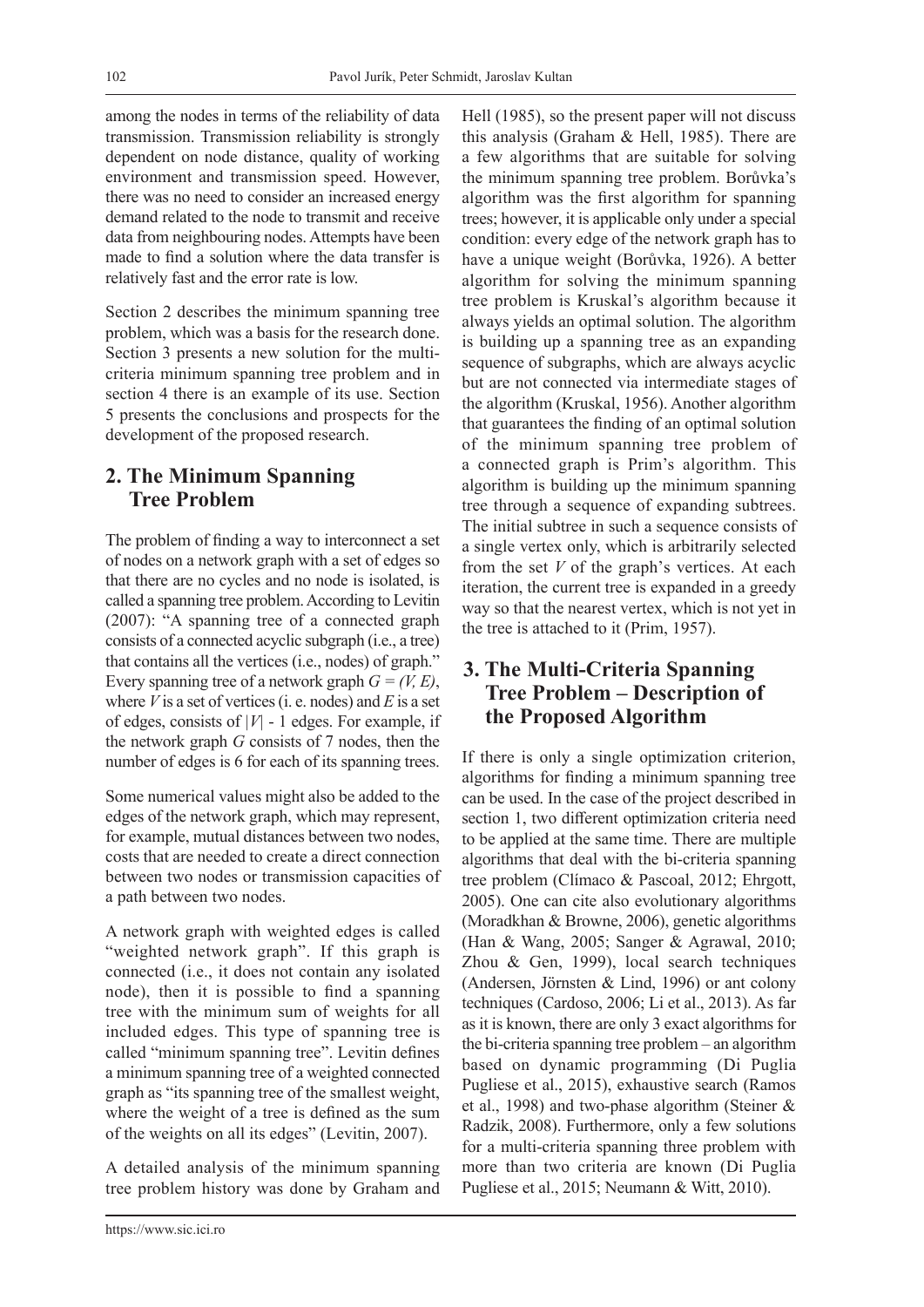among the nodes in terms of the reliability of data transmission. Transmission reliability is strongly dependent on node distance, quality of working environment and transmission speed. However, there was no need to consider an increased energy demand related to the node to transmit and receive data from neighbouring nodes. Attempts have been made to find a solution where the data transfer is relatively fast and the error rate is low.

Section 2 describes the minimum spanning tree problem, which was a basis for the research done. Section 3 presents a new solution for the multi-criteria minimum spanning tree problem and in section 4 there is an example of its use. Section 5 presents the conclusions and prospects for the development of the proposed research.

## 2. The Minimum Spanning Tree Problem

The problem of finding a way to interconnect a set of nodes on a network graph with a set of edges so that there are no cycles and no node is isolated, is called a spanning tree problem. According to Levitin (2007): "A spanning tree of a connected graph consists of a connected acyclic subgraph (i.e., a tree) that contains all the vertices (i.e., nodes) of graph." Every spanning tree of a network graph $G = (V, E)$, where $V$ is a set of vertices (i. e. nodes) and $E$ is a set of edges, consists of $|V|$ - 1 edges. For example, if the network graph $G$ consists of 7 nodes, then the number of edges is 6 for each of its spanning trees.

Some numerical values might also be added to the edges of the network graph, which may represent, for example, mutual distances between two nodes, costs that are needed to create a direct connection between two nodes or transmission capacities of a path between two nodes.

A network graph with weighted edges is called "weighted network graph". If this graph is connected (i.e., it does not contain any isolated node), then it is possible to find a spanning tree with the minimum sum of weights for all included edges. This type of spanning tree is called "minimum spanning tree". Levitin defines a minimum spanning tree of a weighted connected graph as "its spanning tree of the smallest weight, where the weight of a tree is defined as the sum of the weights on all its edges" (Levitin, 2007).

A detailed analysis of the minimum spanning tree problem history was done by Graham and Hell (1985), so the present paper will not discuss this analysis (Graham & Hell, 1985). There are a few algorithms that are suitable for solving the minimum spanning tree problem. Borůvka's algorithm was the first algorithm for spanning trees; however, it is applicable only under a special condition: every edge of the network graph has to have a unique weight (Borůvka, 1926). A better algorithm for solving the minimum spanning tree problem is Kruskal's algorithm because it always yields an optimal solution. The algorithm is building up a spanning tree as an expanding sequence of subgraphs, which are always acyclic but are not connected via intermediate stages of the algorithm (Kruskal, 1956). Another algorithm that guarantees the finding of an optimal solution of the minimum spanning tree problem of a connected graph is Prim's algorithm. This algorithm is building up the minimum spanning tree through a sequence of expanding subtrees. The initial subtree in such a sequence consists of a single vertex only, which is arbitrarily selected from the set $V$ of the graph's vertices. At each iteration, the current tree is expanded in a greedy way so that the nearest vertex, which is not yet in the tree is attached to it (Prim, 1957).

## 3. The Multi-Criteria Spanning Tree Problem – Description of the Proposed Algorithm

If there is only a single optimization criterion, algorithms for finding a minimum spanning tree can be used. In the case of the project described in section 1, two different optimization criteria need to be applied at the same time. There are multiple algorithms that deal with the bi-criteria spanning tree problem (Clímaco & Pascoal, 2012; Ehrgott, 2005). One can cite also evolutionary algorithms (Moradkhan & Browne, 2006), genetic algorithms (Han & Wang, 2005; Sanger & Agrawal, 2010; Zhou & Gen, 1999), local search techniques (Andersen, Jörnsten & Lind, 1996) or ant colony techniques (Cardoso, 2006; Li et al., 2013). As far as it is known, there are only 3 exact algorithms for the bi-criteria spanning tree problem – an algorithm based on dynamic programming (Di Puglia Pugliese et al., 2015), exhaustive search (Ramos et al., 1998) and two-phase algorithm (Steiner & Radzik, 2008). Furthermore, only a few solutions for a multi-criteria spanning three problem with more than two criteria are known (Di Puglia Pugliese et al., 2015; Neumann & Witt, 2010).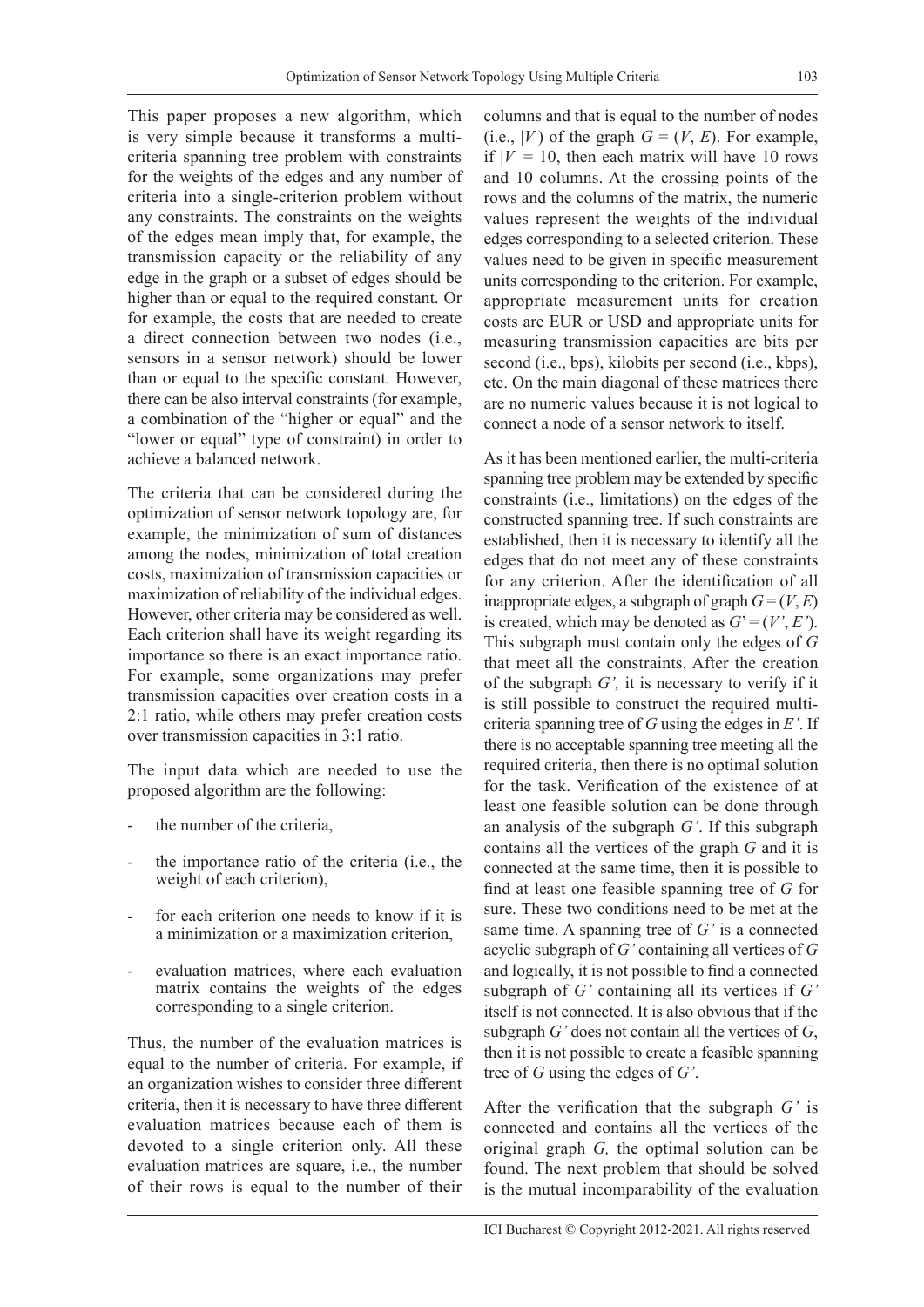This paper proposes a new algorithm, which is very simple because it transforms a multi-criteria spanning tree problem with constraints for the weights of the edges and any number of criteria into a single-criterion problem without any constraints. The constraints on the weights of the edges mean imply that, for example, the transmission capacity or the reliability of any edge in the graph or a subset of edges should be higher than or equal to the required constant. Or for example, the costs that are needed to create a direct connection between two nodes (i.e., sensors in a sensor network) should be lower than or equal to the specific constant. However, there can be also interval constraints (for example, a combination of the "higher or equal" and the "lower or equal" type of constraint) in order to achieve a balanced network.

The criteria that can be considered during the optimization of sensor network topology are, for example, the minimization of sum of distances among the nodes, minimization of total creation costs, maximization of transmission capacities or maximization of reliability of the individual edges. However, other criteria may be considered as well. Each criterion shall have its weight regarding its importance so there is an exact importance ratio. For example, some organizations may prefer transmission capacities over creation costs in a 2:1 ratio, while others may prefer creation costs over transmission capacities in 3:1 ratio.

The input data which are needed to use the proposed algorithm are the following:

- the number of the criteria,
- the importance ratio of the criteria (i.e., the weight of each criterion),
- for each criterion one needs to know if it is a minimization or a maximization criterion,
- evaluation matrices, where each evaluation matrix contains the weights of the edges corresponding to a single criterion.

Thus, the number of the evaluation matrices is equal to the number of criteria. For example, if an organization wishes to consider three different criteria, then it is necessary to have three different evaluation matrices because each of them is devoted to a single criterion only. All these evaluation matrices are square, i.e., the number of their rows is equal to the number of their columns and that is equal to the number of nodes (i.e., $|V|$) of the graph $G = (V, E)$. For example, if $|V| = 10$, then each matrix will have 10 rows and 10 columns. At the crossing points of the rows and the columns of the matrix, the numeric values represent the weights of the individual edges corresponding to a selected criterion. These values need to be given in specific measurement units corresponding to the criterion. For example, appropriate measurement units for creation costs are EUR or USD and appropriate units for measuring transmission capacities are bits per second (i.e., bps), kilobits per second (i.e., kbps), etc. On the main diagonal of these matrices there are no numeric values because it is not logical to connect a node of a sensor network to itself.

As it has been mentioned earlier, the multi-criteria spanning tree problem may be extended by specific constraints (i.e., limitations) on the edges of the constructed spanning tree. If such constraints are established, then it is necessary to identify all the edges that do not meet any of these constraints for any criterion. After the identification of all inappropriate edges, a subgraph of graph $G = (V, E)$ is created, which may be denoted as $G' = (V', E')$. This subgraph must contain only the edges of $G$ that meet all the constraints. After the creation of the subgraph $G'$, it is necessary to verify if it is still possible to construct the required multi-criteria spanning tree of $G$ using the edges in $E'$. If there is no acceptable spanning tree meeting all the required criteria, then there is no optimal solution for the task. Verification of the existence of at least one feasible solution can be done through an analysis of the subgraph $G'$. If this subgraph contains all the vertices of the graph $G$ and it is connected at the same time, then it is possible to find at least one feasible spanning tree of $G$ for sure. These two conditions need to be met at the same time. A spanning tree of $G'$ is a connected acyclic subgraph of $G'$ containing all vertices of $G$ and logically, it is not possible to find a connected subgraph of $G'$ containing all its vertices if $G'$ itself is not connected. It is also obvious that if the subgraph $G'$ does not contain all the vertices of $G$, then it is not possible to create a feasible spanning tree of $G$ using the edges of $G'$.

After the verification that the subgraph $G'$ is connected and contains all the vertices of the original graph $G$, the optimal solution can be found. The next problem that should be solved is the mutual incomparability of the evaluation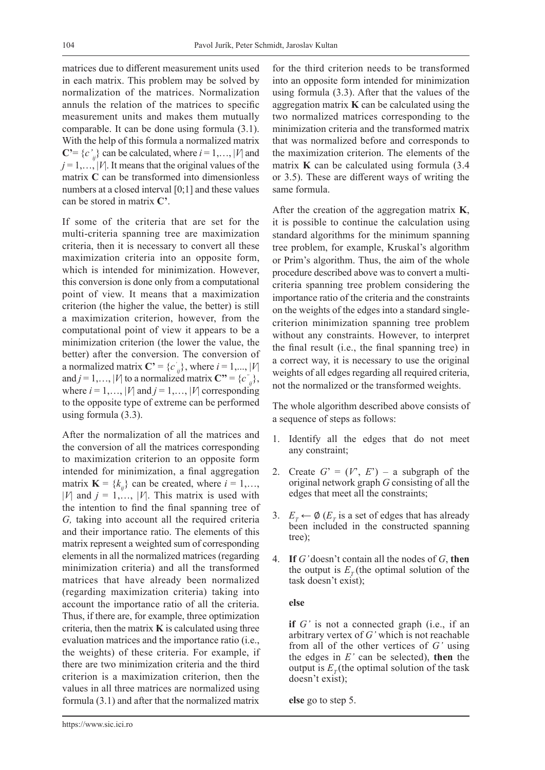matrices due to different measurement units used in each matrix. This problem may be solved by normalization of the matrices. Normalization annuls the relation of the matrices to specific measurement units and makes them mutually comparable. It can be done using formula (3.1). With the help of this formula a normalized matrix $\mathbf{C'} = \{c'_{ij}\}$ can be calculated, where $i = 1,\ldots, |V|$ and $j = 1,\ldots, |V|$. It means that the original values of the matrix **C** can be transformed into dimensionless numbers at a closed interval [0;1] and these values can be stored in matrix **C'**.

If some of the criteria that are set for the multi-criteria spanning tree are maximization criteria, then it is necessary to convert all these maximization criteria into an opposite form, which is intended for minimization. However, this conversion is done only from a computational point of view. It means that a maximization criterion (the higher the value, the better) is still a maximization criterion, however, from the computational point of view it appears to be a minimization criterion (the lower the value, the better) after the conversion. The conversion of a normalized matrix $\mathbf{C'} = \{c'_{ij}\}$, where $i = 1,\ldots, |V|$ and $j = 1,\ldots, |V|$ to a normalized matrix $\mathbf{C''} = \{c''_{ij}\}$, where $i = 1,\ldots, |V|$ and $j = 1,\ldots, |V|$ corresponding to the opposite type of extreme can be performed using formula (3.3).

After the normalization of all the matrices and the conversion of all the matrices corresponding to maximization criterion to an opposite form intended for minimization, a final aggregation matrix $\mathbf{K} = \{k_{ij}\}$ can be created, where $i = 1,\ldots, |V|$ and $j = 1,\ldots, |V|$. This matrix is used with the intention to find the final spanning tree of $G$, taking into account all the required criteria and their importance ratio. The elements of this matrix represent a weighted sum of corresponding elements in all the normalized matrices (regarding minimization criteria) and all the transformed matrices that have already been normalized (regarding maximization criteria) taking into account the importance ratio of all the criteria. Thus, if there are, for example, three optimization criteria, then the matrix **K** is calculated using three evaluation matrices and the importance ratio (i.e., the weights) of these criteria. For example, if there are two minimization criteria and the third criterion is a maximization criterion, then the values in all three matrices are normalized using formula (3.1) and after that the normalized matrix for the third criterion needs to be transformed into an opposite form intended for minimization using formula (3.3). After that the values of the aggregation matrix **K** can be calculated using the two normalized matrices corresponding to the minimization criteria and the transformed matrix that was normalized before and corresponds to the maximization criterion. The elements of the matrix **K** can be calculated using formula (3.4 or 3.5). These are different ways of writing the same formula.

After the creation of the aggregation matrix **K**, it is possible to continue the calculation using standard algorithms for the minimum spanning tree problem, for example, Kruskal's algorithm or Prim's algorithm. Thus, the aim of the whole procedure described above was to convert a multi-criteria spanning tree problem considering the importance ratio of the criteria and the constraints on the weights of the edges into a standard single-criterion minimization spanning tree problem without any constraints. However, to interpret the final result (i.e., the final spanning tree) in a correct way, it is necessary to use the original weights of all edges regarding all required criteria, not the normalized or the transformed weights.

The whole algorithm described above consists of a sequence of steps as follows:

1. Identify all the edges that do not meet any constraint;
2. Create $G' = (V', E')$ – a subgraph of the original network graph $G$ consisting of all the edges that meet all the constraints;
3. $E_T \leftarrow \emptyset$ ($E_T$ is a set of edges that has already been included in the constructed spanning tree);
4. **If** $G'$ doesn't contain all the nodes of $G$, **then** the output is $E_T$ (the optimal solution of the task doesn't exist);

   **else**

   **if** $G'$ is not a connected graph (i.e., if an arbitrary vertex of $G'$ which is not reachable from all of the other vertices of $G'$ using the edges in $E'$ can be selected), **then** the output is $E_T$ (the optimal solution of the task doesn't exist);

   **else** go to step 5.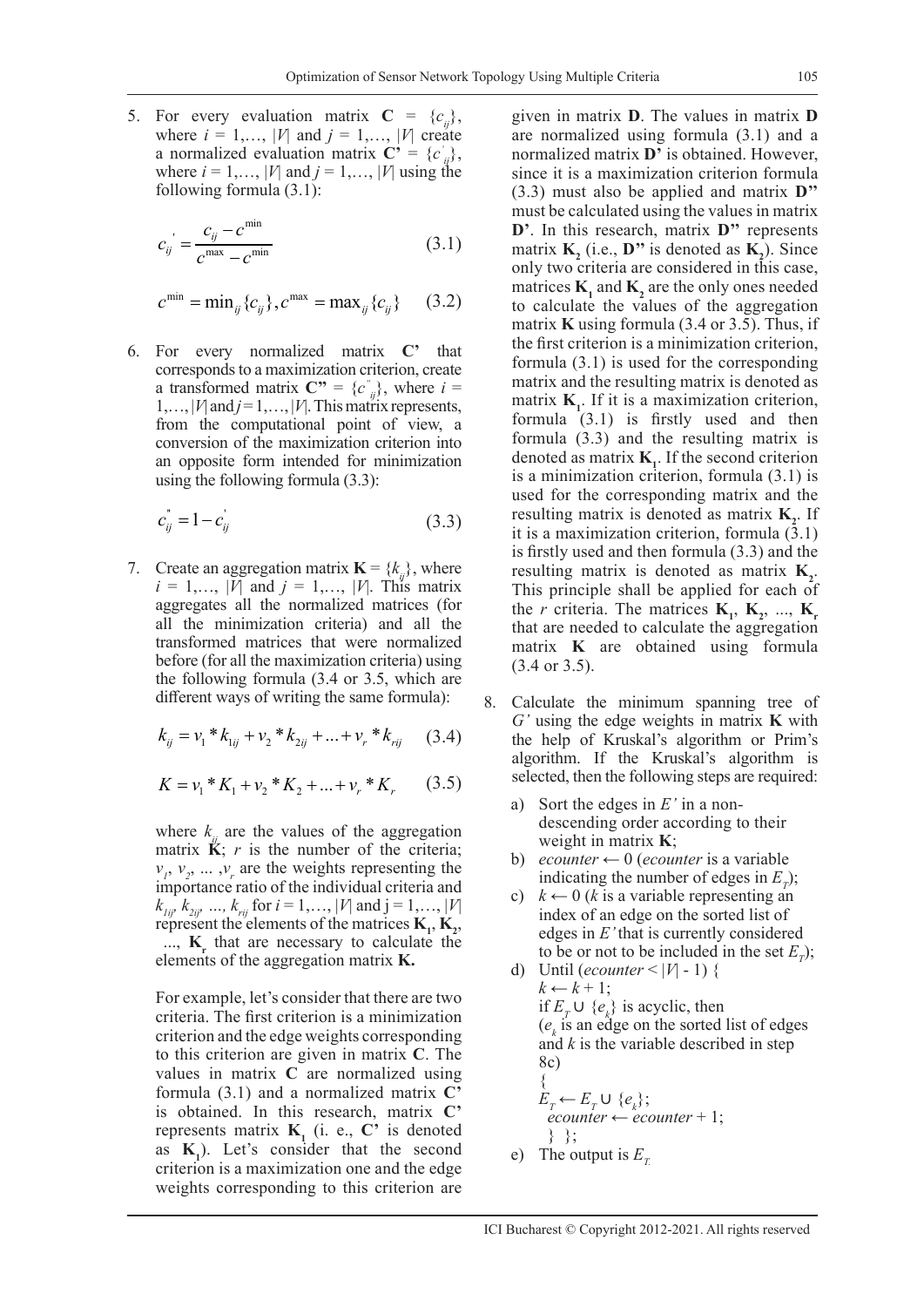5. For every evaluation matrix $\mathbf{C} = \{c_{ij}\}$, where $i = 1,\ldots, |V|$ and $j = 1,\ldots, |V|$ create a normalized evaluation matrix $\mathbf{C'} = \{c'_{ij}\}$, where $i = 1,\ldots, |V|$ and $j = 1,\ldots, |V|$ using the following formula (3.1):

$$c'_{ij} = \frac{c_{ij} - c^{\min}}{c^{\max} - c^{\min}} \tag{3.1}$$

$$c^{\min} = \min_{ij}\{c_{ij}\}, c^{\max} = \max_{ij}\{c_{ij}\} \tag{3.2}$$

6. For every normalized matrix $\mathbf{C'}$ that corresponds to a maximization criterion, create a transformed matrix $\mathbf{C''} = \{c''_{ij}\}$, where $i = 1,\ldots, |V|$ and $j = 1,\ldots, |V|$. This matrix represents, from the computational point of view, a conversion of the maximization criterion into an opposite form intended for minimization using the following formula (3.3):

$$c''_{ij} = 1 - c'_{ij} \tag{3.3}$$

7. Create an aggregation matrix $\mathbf{K} = \{k_{ij}\}$, where $i = 1,\ldots, |V|$ and $j = 1,\ldots, |V|$. This matrix aggregates all the normalized matrices (for all the minimization criteria) and all the transformed matrices that were normalized before (for all the maximization criteria) using the following formula (3.4 or 3.5, which are different ways of writing the same formula):

$$k_{ij} = v_1 * k_{1ij} + v_2 * k_{2ij} + \ldots + v_r * k_{rij} \tag{3.4}$$

$$K = v_1 * K_1 + v_2 * K_2 + \ldots + v_r * K_r \tag{3.5}$$

where $k_{ij}$ are the values of the aggregation matrix $\mathbf{K}$; $r$ is the number of the criteria; $v_1, v_2, \ldots, v_r$ are the weights representing the importance ratio of the individual criteria and $k_{1ij}, k_{2ij}, \ldots, k_{rij}$ for $i = 1,\ldots, |V|$ and $j = 1,\ldots, |V|$ represent the elements of the matrices $\mathbf{K_1}, \mathbf{K_2}, \ldots, \mathbf{K_r}$ that are necessary to calculate the elements of the aggregation matrix $\mathbf{K}$.

For example, let's consider that there are two criteria. The first criterion is a minimization criterion and the edge weights corresponding to this criterion are given in matrix $\mathbf{C}$. The values in matrix $\mathbf{C}$ are normalized using formula (3.1) and a normalized matrix $\mathbf{C'}$ is obtained. In this research, matrix $\mathbf{C'}$ represents matrix $\mathbf{K_1}$ (i. e., $\mathbf{C'}$ is denoted as $\mathbf{K_1}$). Let's consider that the second criterion is a maximization one and the edge weights corresponding to this criterion are given in matrix $\mathbf{D}$. The values in matrix $\mathbf{D}$ are normalized using formula (3.1) and a normalized matrix $\mathbf{D'}$ is obtained. However, since it is a maximization criterion formula (3.3) must also be applied and matrix $\mathbf{D''}$ must be calculated using the values in matrix $\mathbf{D'}$. In this research, matrix $\mathbf{D''}$ represents matrix $\mathbf{K_2}$ (i.e., $\mathbf{D''}$ is denoted as $\mathbf{K_2}$). Since only two criteria are considered in this case, matrices $\mathbf{K_1}$ and $\mathbf{K_2}$ are the only ones needed to calculate the values of the aggregation matrix $\mathbf{K}$ using formula (3.4 or 3.5). Thus, if the first criterion is a minimization criterion, formula (3.1) is used for the corresponding matrix and the resulting matrix is denoted as matrix $\mathbf{K_1}$. If it is a maximization criterion, formula (3.1) is firstly used and then formula (3.3) and the resulting matrix is denoted as matrix $\mathbf{K_1}$. If the second criterion is a minimization criterion, formula (3.1) is used for the corresponding matrix and the resulting matrix is denoted as matrix $\mathbf{K_2}$. If it is a maximization criterion, formula (3.1) is firstly used and then formula (3.3) and the resulting matrix is denoted as matrix $\mathbf{K_2}$. This principle shall be applied for each of the $r$ criteria. The matrices $\mathbf{K_1}, \mathbf{K_2}, \ldots, \mathbf{K_r}$ that are needed to calculate the aggregation matrix $\mathbf{K}$ are obtained using formula (3.4 or 3.5).

8. Calculate the minimum spanning tree of $G'$ using the edge weights in matrix $\mathbf{K}$ with the help of Kruskal's algorithm or Prim's algorithm. If the Kruskal's algorithm is selected, then the following steps are required:
   a) Sort the edges in $E'$ in a non-descending order according to their weight in matrix $\mathbf{K}$;
   b) *ecounter* ← 0 (*ecounter* is a variable indicating the number of edges in $E_T$);
   c) $k \leftarrow 0$ ($k$ is a variable representing an index of an edge on the sorted list of edges in $E'$ that is currently considered to be or not to be included in the set $E_T$);
   d) Until (*ecounter* < $|V|$ - 1) {
      $k \leftarrow k + 1$;
      if $E_T \cup \{e_k\}$ is acyclic, then
      ($e_k$ is an edge on the sorted list of edges and $k$ is the variable described in step 8c)
      {
      $E_T \leftarrow E_T \cup \{e_k\}$;
      *ecounter* ← *ecounter* + 1;
      } };
   e) The output is $E_T$.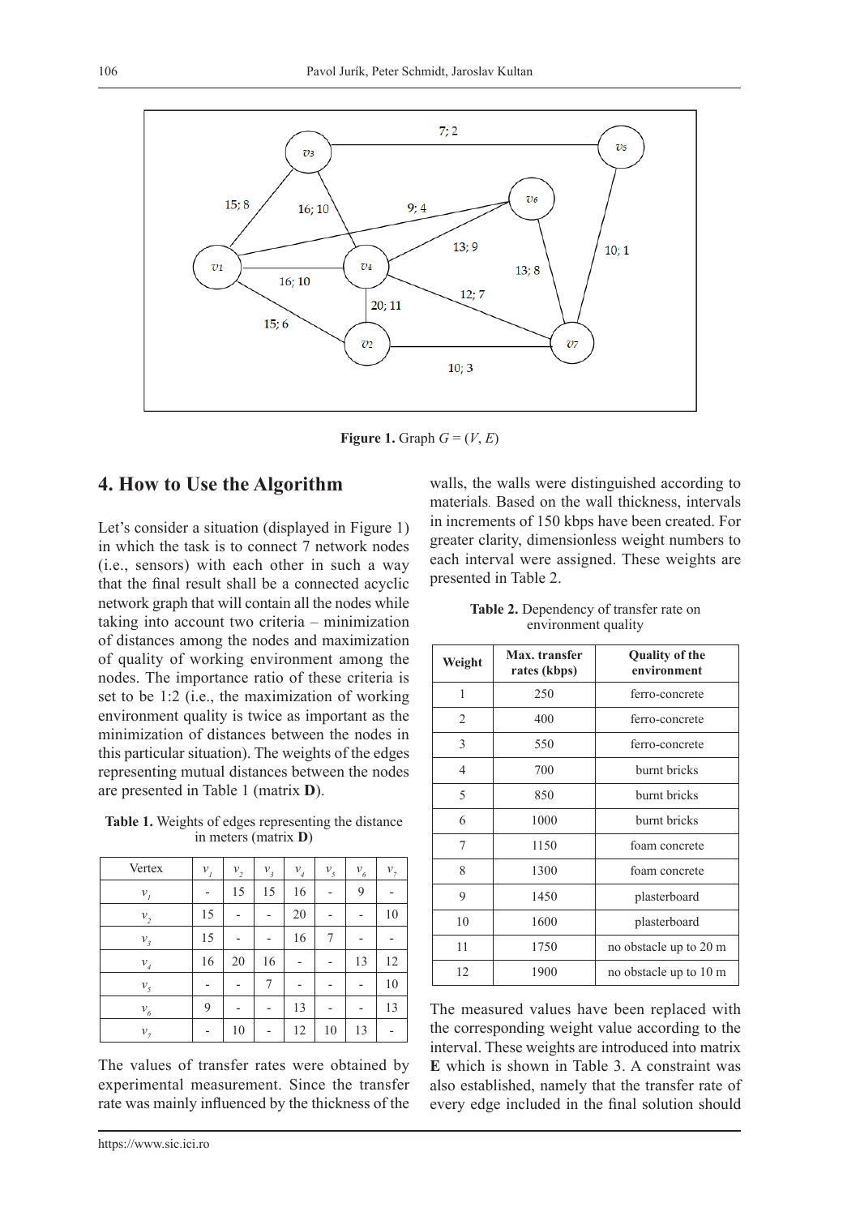**Figure 1.** Graph $G = (V, E)$

## 4. How to Use the Algorithm

Let's consider a situation (displayed in Figure 1) in which the task is to connect 7 network nodes (i.e., sensors) with each other in such a way that the final result shall be a connected acyclic network graph that will contain all the nodes while taking into account two criteria – minimization of distances among the nodes and maximization of quality of working environment among the nodes. The importance ratio of these criteria is set to be 1:2 (i.e., the maximization of working environment quality is twice as important as the minimization of distances between the nodes in this particular situation). The weights of the edges representing mutual distances between the nodes are presented in Table 1 (matrix **D**).

**Table 1.** Weights of edges representing the distance in meters (matrix **D**)

| Vertex | $v_1$ | $v_2$ | $v_3$ | $v_4$ | $v_5$ | $v_6$ | $v_7$ |
|---|---|---|---|---|---|---|---|
| $v_1$ | - | 15 | 15 | 16 | - | 9 | - |
| $v_2$ | 15 | - | - | 20 | - | - | 10 |
| $v_3$ | 15 | - | - | 16 | 7 | - | - |
| $v_4$ | 16 | 20 | 16 | - | - | 13 | 12 |
| $v_5$ | - | - | 7 | - | - | - | 10 |
| $v_6$ | 9 | - | - | 13 | - | - | 13 |
| $v_7$ | - | 10 | - | 12 | 10 | 13 | - |

The values of transfer rates were obtained by experimental measurement. Since the transfer rate was mainly influenced by the thickness of the walls, the walls were distinguished according to materials. Based on the wall thickness, intervals in increments of 150 kbps have been created. For greater clarity, dimensionless weight numbers to each interval were assigned. These weights are presented in Table 2.

**Table 2.** Dependency of transfer rate on environment quality

| Weight | Max. transfer rates (kbps) | Quality of the environment |
|---|---|---|
| 1 | 250 | ferro-concrete |
| 2 | 400 | ferro-concrete |
| 3 | 550 | ferro-concrete |
| 4 | 700 | burnt bricks |
| 5 | 850 | burnt bricks |
| 6 | 1000 | burnt bricks |
| 7 | 1150 | foam concrete |
| 8 | 1300 | foam concrete |
| 9 | 1450 | plasterboard |
| 10 | 1600 | plasterboard |
| 11 | 1750 | no obstacle up to 20 m |
| 12 | 1900 | no obstacle up to 10 m |

The measured values have been replaced with the corresponding weight value according to the interval. These weights are introduced into matrix **E** which is shown in Table 3. A constraint was also established, namely that the transfer rate of every edge included in the final solution should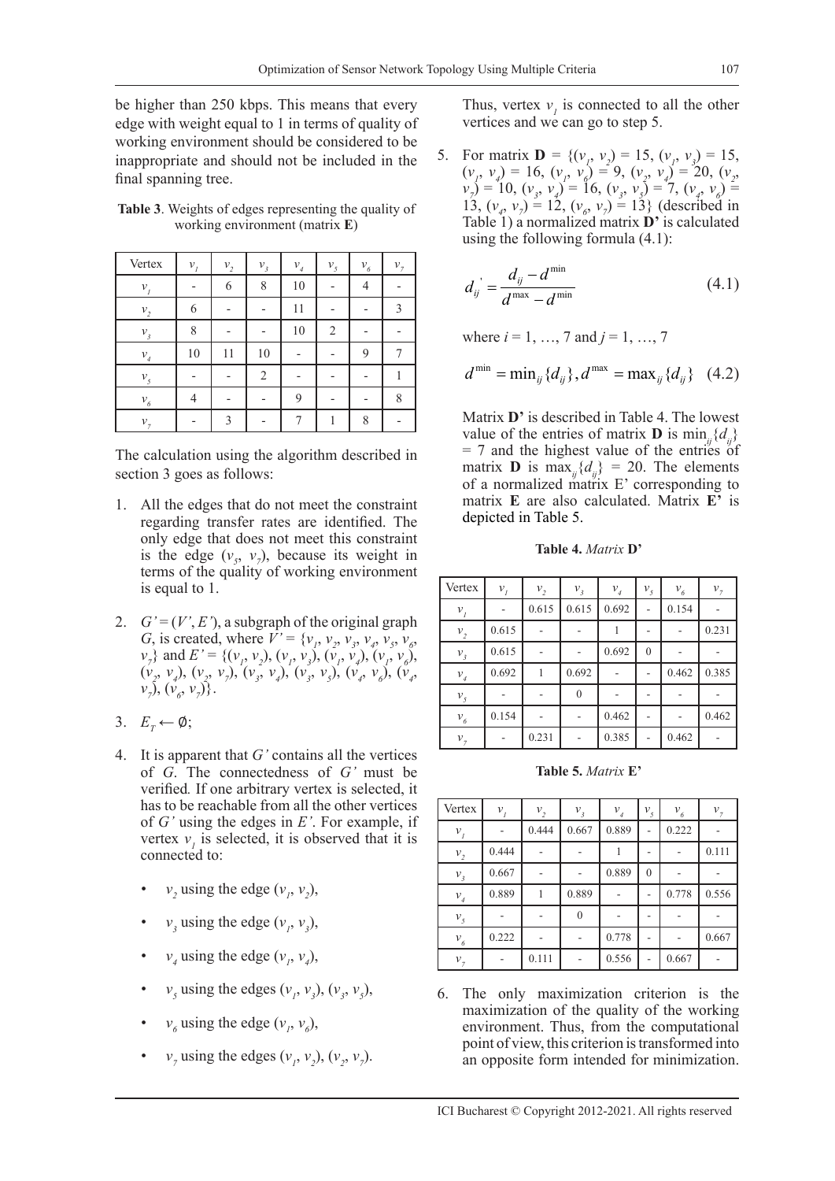be higher than 250 kbps. This means that every edge with weight equal to 1 in terms of quality of working environment should be considered to be inappropriate and should not be included in the final spanning tree.

**Table 3**. Weights of edges representing the quality of working environment (matrix **E**)

| Vertex | $v_1$ | $v_2$ | $v_3$ | $v_4$ | $v_5$ | $v_6$ | $v_7$ |
|---|---|---|---|---|---|---|---|
| $v_1$ | - | 6 | 8 | 10 | - | 4 | - |
| $v_2$ | 6 | - | - | 11 | - | - | 3 |
| $v_3$ | 8 | - | - | 10 | 2 | - | - |
| $v_4$ | 10 | 11 | 10 | - | - | 9 | 7 |
| $v_5$ | - | - | 2 | - | - | - | 1 |
| $v_6$ | 4 | - | - | 9 | - | - | 8 |
| $v_7$ | - | 3 | - | 7 | 1 | 8 | - |

The calculation using the algorithm described in section 3 goes as follows:

1. All the edges that do not meet the constraint regarding transfer rates are identified. The only edge that does not meet this constraint is the edge $(v_5, v_7)$, because its weight in terms of the quality of working environment is equal to 1.

2. $G' = (V', E')$, a subgraph of the original graph $G$, is created, where $V' = \{v_1, v_2, v_3, v_4, v_5, v_6, v_7\}$ and $E' = \{(v_1, v_2), (v_1, v_3), (v_1, v_4), (v_1, v_6), (v_2, v_4), (v_2, v_7), (v_3, v_4), (v_3, v_5), (v_4, v_6), (v_4, v_7), (v_6, v_7)\}$.

3. $E_T \leftarrow \emptyset$;

4. It is apparent that $G'$ contains all the vertices of $G$. The connectedness of $G'$ must be verified. If one arbitrary vertex is selected, it has to be reachable from all the other vertices of $G'$ using the edges in $E'$. For example, if vertex $v_1$ is selected, it is observed that it is connected to:

   - $v_2$ using the edge $(v_1, v_2)$,
   - $v_3$ using the edge $(v_1, v_3)$,
   - $v_4$ using the edge $(v_1, v_4)$,
   - $v_5$ using the edges $(v_1, v_3)$, $(v_3, v_5)$,
   - $v_6$ using the edge $(v_1, v_6)$,
   - $v_7$ using the edges $(v_1, v_2)$, $(v_2, v_7)$.

   Thus, vertex $v_1$ is connected to all the other vertices and we can go to step 5.

5. For matrix $\mathbf{D} = \{(v_1, v_2) = 15, (v_1, v_3) = 15, (v_1, v_4) = 16, (v_1, v_6) = 9, (v_2, v_4) = 20, (v_2, v_7) = 10, (v_3, v_4) = 16, (v_3, v_5) = 7, (v_4, v_6) = 13, (v_4, v_7) = 12, (v_6, v_7) = 13\}$ (described in Table 1) a normalized matrix **D'** is calculated using the following formula (4.1):

$$d_{ij}^{'} = \frac{d_{ij} - d^{\min}}{d^{\max} - d^{\min}} \tag{4.1}$$

   where $i = 1, \ldots, 7$ and $j = 1, \ldots, 7$

$$d^{\min} = \min_{ij}\{d_{ij}\}, d^{\max} = \max_{ij}\{d_{ij}\} \tag{4.2}$$

   Matrix **D'** is described in Table 4. The lowest value of the entries of matrix **D** is $\min_{ij}\{d_{ij}\} = 7$ and the highest value of the entries of matrix **D** is $\max_{ij}\{d_{ij}\} = 20$. The elements of a normalized matrix E' corresponding to matrix **E** are also calculated. Matrix **E'** is depicted in Table 5.

**Table 4.** *Matrix* **D'**

| Vertex | $v_1$ | $v_2$ | $v_3$ | $v_4$ | $v_5$ | $v_6$ | $v_7$ |
|---|---|---|---|---|---|---|---|
| $v_1$ | - | 0.615 | 0.615 | 0.692 | - | 0.154 | - |
| $v_2$ | 0.615 | - | - | 1 | - | - | 0.231 |
| $v_3$ | 0.615 | - | - | 0.692 | 0 | - | - |
| $v_4$ | 0.692 | 1 | 0.692 | - | - | 0.462 | 0.385 |
| $v_5$ | - | - | 0 | - | - | - | - |
| $v_6$ | 0.154 | - | - | 0.462 | - | - | 0.462 |
| $v_7$ | - | 0.231 | - | 0.385 | - | 0.462 | - |

**Table 5.** *Matrix* **E'**

| Vertex | $v_1$ | $v_2$ | $v_3$ | $v_4$ | $v_5$ | $v_6$ | $v_7$ |
|---|---|---|---|---|---|---|---|
| $v_1$ | - | 0.444 | 0.667 | 0.889 | - | 0.222 | - |
| $v_2$ | 0.444 | - | - | 1 | - | - | 0.111 |
| $v_3$ | 0.667 | - | - | 0.889 | 0 | - | - |
| $v_4$ | 0.889 | 1 | 0.889 | - | - | 0.778 | 0.556 |
| $v_5$ | - | - | 0 | - | - | - | - |
| $v_6$ | 0.222 | - | - | 0.778 | - | - | 0.667 |
| $v_7$ | - | 0.111 | - | 0.556 | - | 0.667 | - |

6. The only maximization criterion is the maximization of the quality of the working environment. Thus, from the computational point of view, this criterion is transformed into an opposite form intended for minimization.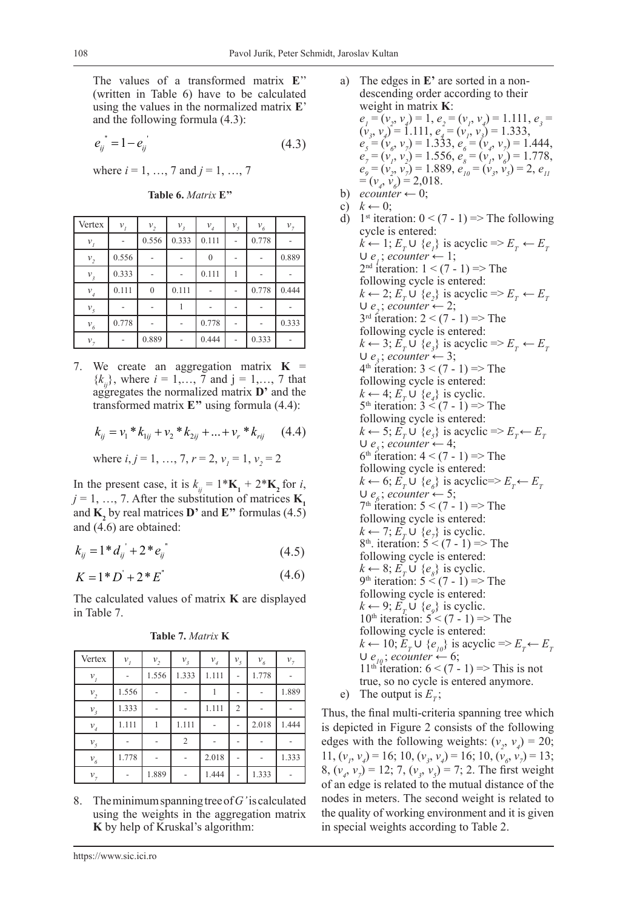The values of a transformed matrix **E**" (written in Table 6) have to be calculated using the values in the normalized matrix **E**' and the following formula (4.3):

$$e_{ij}^{''} = 1 - e_{ij}^{'} \tag{4.3}$$

where $i = 1, \ldots, 7$ and $j = 1, \ldots, 7$

**Table 6.** *Matrix* **E"**

| Vertex | $v_1$ | $v_2$ | $v_3$ | $v_4$ | $v_5$ | $v_6$ | $v_7$ |
|---|---|---|---|---|---|---|---|
| $v_1$ | - | 0.556 | 0.333 | 0.111 | - | 0.778 | - |
| $v_2$ | 0.556 | - | - | 0 | - | - | 0.889 |
| $v_3$ | 0.333 | - | - | 0.111 | 1 | - | - |
| $v_4$ | 0.111 | 0 | 0.111 | - | - | 0.778 | 0.444 |
| $v_5$ | - | - | 1 | - | - | - | - |
| $v_6$ | 0.778 | - | - | 0.778 | - | - | 0.333 |
| $v_7$ | - | 0.889 | - | 0.444 | - | 0.333 | - |

7. We create an aggregation matrix $\mathbf{K} = \{k_{ij}\}$, where $i = 1, \ldots, 7$ and $j = 1, \ldots, 7$ that aggregates the normalized matrix **D'** and the transformed matrix **E"** using formula (4.4):

$$k_{ij} = v_1 * k_{1ij} + v_2 * k_{2ij} + \ldots + v_r * k_{rij} \tag{4.4}$$

where $i, j = 1, \ldots, 7$, $r = 2$, $v_1 = 1$, $v_2 = 2$

In the present case, it is $k_{ij} = 1*\mathbf{K_1} + 2*\mathbf{K_2}$ for $i, j = 1, \ldots, 7$. After the substitution of matrices $\mathbf{K_1}$ and $\mathbf{K_2}$ by real matrices **D'** and **E"** formulas (4.5) and (4.6) are obtained:

$$k_{ij} = 1 * d_{ij}^{'} + 2 * e_{ij}^{''} \tag{4.5}$$

$$K = 1 * D^{'} + 2 * E^{''} \tag{4.6}$$

The calculated values of matrix **K** are displayed in Table 7.

**Table 7.** *Matrix* **K**

| Vertex | $v_1$ | $v_2$ | $v_3$ | $v_4$ | $v_5$ | $v_6$ | $v_7$ |
|---|---|---|---|---|---|---|---|
| $v_1$ | - | 1.556 | 1.333 | 1.111 | - | 1.778 | - |
| $v_2$ | 1.556 | - | - | 1 | - | - | 1.889 |
| $v_3$ | 1.333 | - | - | 1.111 | 2 | - | - |
| $v_4$ | 1.111 | 1 | 1.111 | - | - | 2.018 | 1.444 |
| $v_5$ | - | - | 2 | - | - | - | - |
| $v_6$ | 1.778 | - | - | 2.018 | - | - | 1.333 |
| $v_7$ | - | 1.889 | - | 1.444 | - | 1.333 | - |

8. The minimum spanning tree of $G'$ is calculated using the weights in the aggregation matrix **K** by help of Kruskal's algorithm:

   a) The edges in **E'** are sorted in a non-descending order according to their weight in matrix **K**:
   $e_1 = (v_2, v_4) = 1$, $e_2 = (v_1, v_4) = 1.111$, $e_3 = (v_3, v_4) = 1.111$, $e_4 = (v_1, v_3) = 1.333$, $e_5 = (v_6, v_7) = 1.333$, $e_6 = (v_4, v_7) = 1.444$, $e_7 = (v_1, v_2) = 1.556$, $e_8 = (v_1, v_6) = 1.778$, $e_9 = (v_2, v_7) = 1.889$, $e_{10} = (v_3, v_5) = 2$, $e_{11} = (v_4, v_6) = 2{,}018$.

   b) $ecounter \leftarrow 0$;

   c) $k \leftarrow 0$;

   d) 1st iteration: $0 < (7 - 1)$ => The following cycle is entered:
   $k \leftarrow 1$; $E_T \cup \{e_1\}$ is acyclic => $E_T \leftarrow E_T \cup e_1$; $ecounter \leftarrow 1$;
   2nd iteration: $1 < (7 - 1)$ => The following cycle is entered:
   $k \leftarrow 2$; $E_T \cup \{e_2\}$ is acyclic => $E_T \leftarrow E_T \cup e_2$; $ecounter \leftarrow 2$;
   3rd iteration: $2 < (7 - 1)$ => The following cycle is entered:
   $k \leftarrow 3$; $E_T \cup \{e_3\}$ is acyclic => $E_T \leftarrow E_T \cup e_3$; $ecounter \leftarrow 3$;
   4th iteration: $3 < (7 - 1)$ => The following cycle is entered:
   $k \leftarrow 4$; $E_T \cup \{e_4\}$ is cyclic.
   5th iteration: $3 < (7 - 1)$ => The following cycle is entered:
   $k \leftarrow 5$; $E_T \cup \{e_5\}$ is acyclic => $E_T \leftarrow E_T \cup e_5$; $ecounter \leftarrow 4$;
   6th iteration: $4 < (7 - 1)$ => The following cycle is entered:
   $k \leftarrow 6$; $E_T \cup \{e_6\}$ is acyclic=> $E_T \leftarrow E_T \cup e_6$; $ecounter \leftarrow 5$;
   7th iteration: $5 < (7 - 1)$ => The following cycle is entered:
   $k \leftarrow 7$; $E_T \cup \{e_7\}$ is cyclic.
   8th. iteration: $5 < (7 - 1)$ => The following cycle is entered:
   $k \leftarrow 8$; $E_T \cup \{e_8\}$ is cyclic.
   9th iteration: $5 < (7 - 1)$ => The following cycle is entered:
   $k \leftarrow 9$; $E_T \cup \{e_9\}$ is cyclic.
   10th iteration: $5 < (7 - 1)$ => The following cycle is entered:
   $k \leftarrow 10$; $E_T \cup \{e_{10}\}$ is acyclic => $E_T \leftarrow E_T \cup e_{10}$; $ecounter \leftarrow 6$;
   11th iteration: $6 < (7 - 1)$ => This is not true, so no cycle is entered anymore.

   e) The output is $E_T$;

Thus, the final multi-criteria spanning tree which is depicted in Figure 2 consists of the following edges with the following weights: $(v_2, v_4) = 20; 11$, $(v_1, v_4) = 16; 10$, $(v_3, v_4) = 16; 10$, $(v_6, v_7) = 13; 8$, $(v_4, v_7) = 12; 7$, $(v_3, v_5) = 7; 2$. The first weight of an edge is related to the mutual distance of the nodes in meters. The second weight is related to the quality of working environment and it is given in special weights according to Table 2.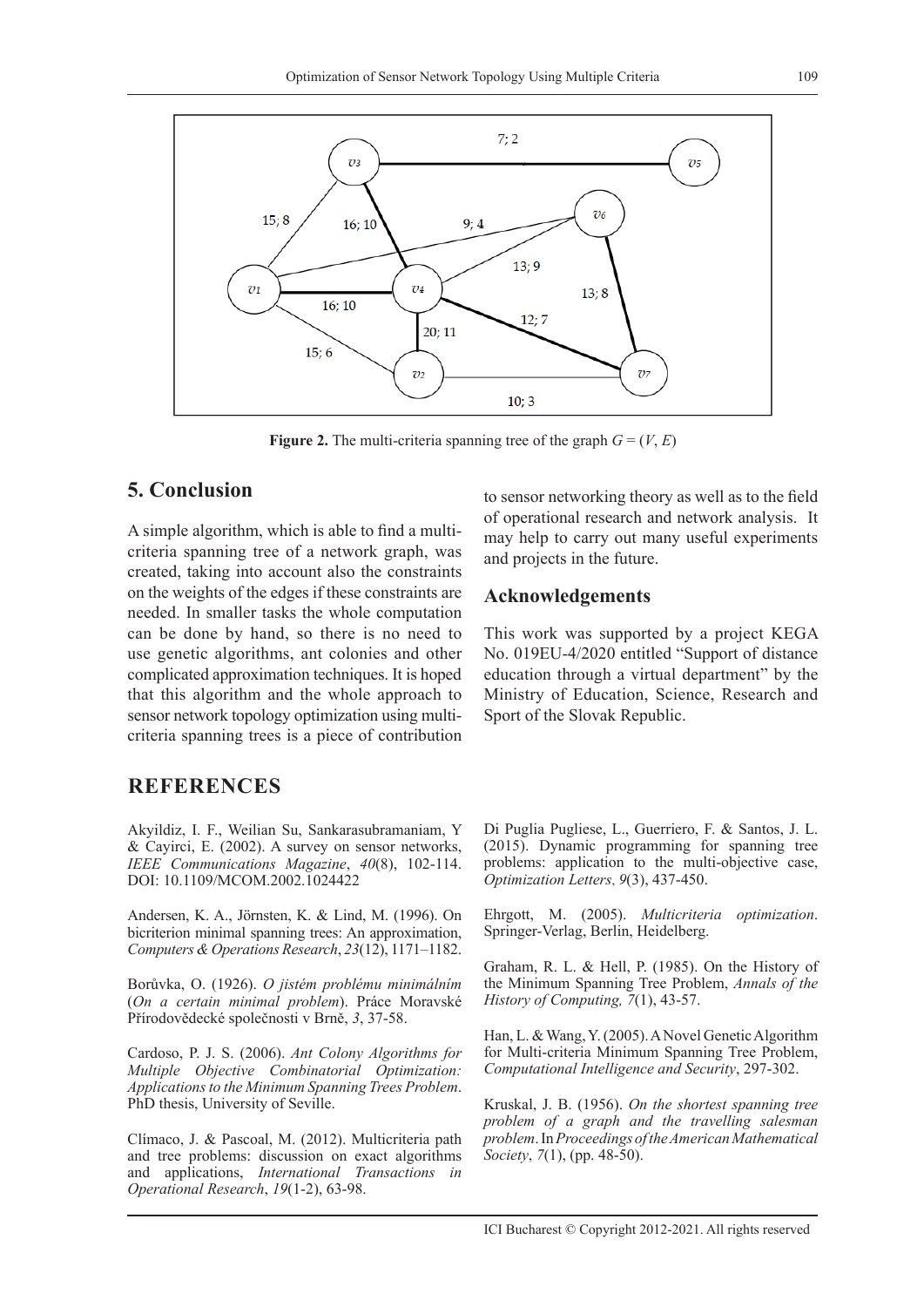**Figure 2.** The multi-criteria spanning tree of the graph $G = (V, E)$

## 5. Conclusion

A simple algorithm, which is able to find a multi-criteria spanning tree of a network graph, was created, taking into account also the constraints on the weights of the edges if these constraints are needed. In smaller tasks the whole computation can be done by hand, so there is no need to use genetic algorithms, ant colonies and other complicated approximation techniques. It is hoped that this algorithm and the whole approach to sensor network topology optimization using multi-criteria spanning trees is a piece of contribution to sensor networking theory as well as to the field of operational research and network analysis. It may help to carry out many useful experiments and projects in the future.

## Acknowledgements

This work was supported by a project KEGA No. 019EU-4/2020 entitled "Support of distance education through a virtual department" by the Ministry of Education, Science, Research and Sport of the Slovak Republic.

## REFERENCES

Akyildiz, I. F., Weilian Su, Sankarasubramaniam, Y & Cayirci, E. (2002). A survey on sensor networks, *IEEE Communications Magazine*, *40*(8), 102-114. DOI: 10.1109/MCOM.2002.1024422

Andersen, K. A., Jörnsten, K. & Lind, M. (1996). On bicriterion minimal spanning trees: An approximation, *Computers & Operations Research*, *23*(12), 1171–1182.

Borůvka, O. (1926). *O jistém problému minimálním* (*On a certain minimal problem*). Práce Moravské Přírodovědecké společnosti v Brně, *3*, 37-58.

Cardoso, P. J. S. (2006). *Ant Colony Algorithms for Multiple Objective Combinatorial Optimization: Applications to the Minimum Spanning Trees Problem*. PhD thesis, University of Seville.

Clímaco, J. & Pascoal, M. (2012). Multicriteria path and tree problems: discussion on exact algorithms and applications, *International Transactions in Operational Research*, *19*(1-2), 63-98.

Di Puglia Pugliese, L., Guerriero, F. & Santos, J. L. (2015). Dynamic programming for spanning tree problems: application to the multi-objective case, *Optimization Letters*, *9*(3), 437-450.

Ehrgott, M. (2005). *Multicriteria optimization*. Springer-Verlag, Berlin, Heidelberg.

Graham, R. L. & Hell, P. (1985). On the History of the Minimum Spanning Tree Problem, *Annals of the History of Computing, 7*(1), 43-57.

Han, L. & Wang, Y. (2005). A Novel Genetic Algorithm for Multi-criteria Minimum Spanning Tree Problem, *Computational Intelligence and Security*, 297-302.

Kruskal, J. B. (1956). *On the shortest spanning tree problem of a graph and the travelling salesman problem*. In *Proceedings of the American Mathematical Society*, *7*(1), (pp. 48-50).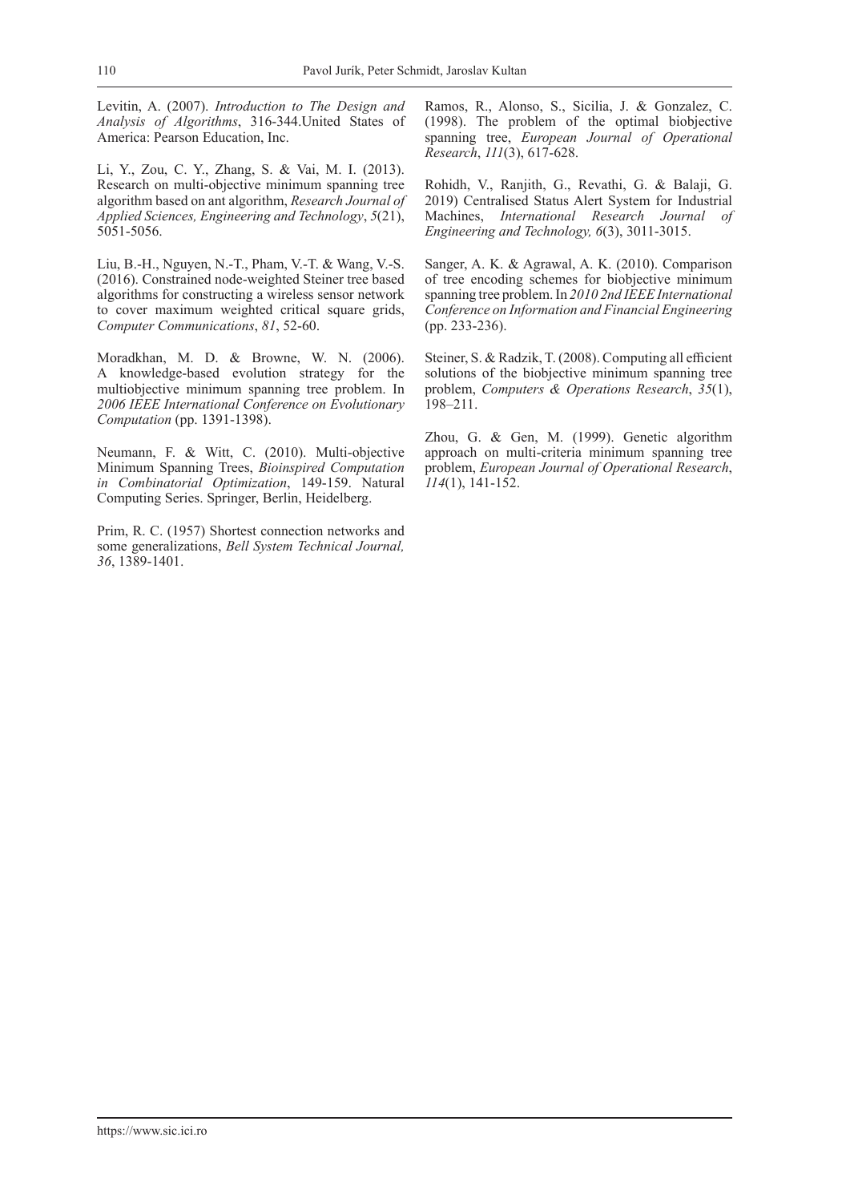Levitin, A. (2007). *Introduction to The Design and Analysis of Algorithms*, 316-344.United States of America: Pearson Education, Inc.

Li, Y., Zou, C. Y., Zhang, S. & Vai, M. I. (2013). Research on multi-objective minimum spanning tree algorithm based on ant algorithm, *Research Journal of Applied Sciences, Engineering and Technology*, *5*(21), 5051-5056.

Liu, B.-H., Nguyen, N.-T., Pham, V.-T. & Wang, V.-S. (2016). Constrained node-weighted Steiner tree based algorithms for constructing a wireless sensor network to cover maximum weighted critical square grids, *Computer Communications*, *81*, 52-60.

Moradkhan, M. D. & Browne, W. N. (2006). A knowledge-based evolution strategy for the multiobjective minimum spanning tree problem. In *2006 IEEE International Conference on Evolutionary Computation* (pp. 1391-1398).

Neumann, F. & Witt, C. (2010). Multi-objective Minimum Spanning Trees, *Bioinspired Computation in Combinatorial Optimization*, 149-159. Natural Computing Series. Springer, Berlin, Heidelberg.

Prim, R. C. (1957) Shortest connection networks and some generalizations, *Bell System Technical Journal, 36*, 1389-1401.

Ramos, R., Alonso, S., Sicilia, J. & Gonzalez, C. (1998). The problem of the optimal biobjective spanning tree, *European Journal of Operational Research*, *111*(3), 617-628.

Rohidh, V., Ranjith, G., Revathi, G. & Balaji, G. 2019) Centralised Status Alert System for Industrial Machines, *International Research Journal of Engineering and Technology, 6*(3), 3011-3015.

Sanger, A. K. & Agrawal, A. K. (2010). Comparison of tree encoding schemes for biobjective minimum spanning tree problem. In *2010 2nd IEEE International Conference on Information and Financial Engineering* (pp. 233-236).

Steiner, S. & Radzik, T. (2008). Computing all efficient solutions of the biobjective minimum spanning tree problem, *Computers & Operations Research*, *35*(1), 198–211.

Zhou, G. & Gen, M. (1999). Genetic algorithm approach on multi-criteria minimum spanning tree problem, *European Journal of Operational Research*, *114*(1), 141-152.